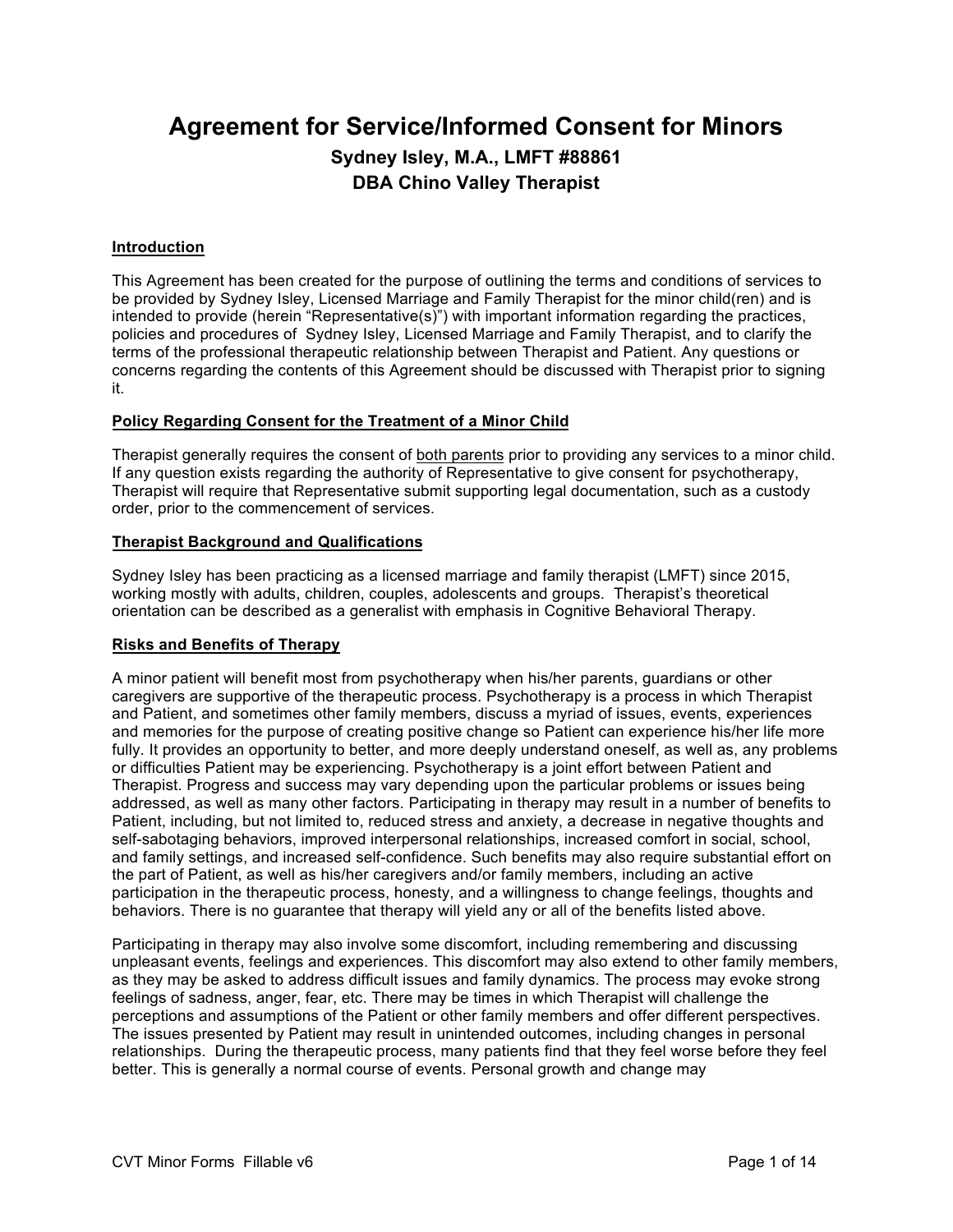# Agreement for Service/Informed Consent for Minors

## Sydney Isley, M.A., LMFT #88861

## DBA Chino Valley Therapist

**Introduction**

This Agreement has been created for the purpose of outlining the terms and conditions of services to be provided by Sydney Isley, Licensed Marriage and Family Therapist for the minor child(ren) and is intended to provide (herein "Representative(s)") with important information regarding the practices, policies and procedures of Sydney Isley, Licensed Marriage and Family Therapist, and to clarify the terms of the professional therapeutic relationship between Therapist and Patient. Any questions or concerns regarding the contents of this Agreement should be discussed with Therapist prior to signing it.

**Policy Regarding Consent for the Treatment of a Minor Child**

Therapist generally requires the consent of both parents prior to providing any services to a minor child. If any question exists regarding the authority of Representative to give consent for psychotherapy, Therapist will require that Representative submit supporting legal documentation, such as a custody order, prior to the commencement of services.

**Therapist Background and Qualifications**

Sydney Isley has been practicing as a licensed marriage and family therapist (LMFT) since 2015, working mostly with adults, children, couples, adolescents and groups. Therapist's theoretical orientation can be described as a generalist with emphasis in Cognitive Behavioral Therapy.

**Risks and Benefits of Therapy**

A minor patient will benefit most from psychotherapy when his/her parents, guardians or other caregivers are supportive of the therapeutic process. Psychotherapy is a process in which Therapist and Patient, and sometimes other family members, discuss a myriad of issues, events, experiences and memories for the purpose of creating positive change so Patient can experience his/her life more fully. It provides an opportunity to better, and more deeply understand oneself, as well as, any problems or difficulties Patient may be experiencing. Psychotherapy is a joint effort between Patient and Therapist. Progress and success may vary depending upon the particular problems or issues being addressed, as well as many other factors. Participating in therapy may result in a number of benefits to Patient, including, but not limited to, reduced stress and anxiety, a decrease in negative thoughts and self-sabotaging behaviors, improved interpersonal relationships, increased comfort in social, school, and family settings, and increased self-confidence. Such benefits may also require substantial effort on the part of Patient, as well as his/her caregivers and/or family members, including an active participation in the therapeutic process, honesty, and a willingness to change feelings, thoughts and behaviors. There is no guarantee that therapy will yield any or all of the benefits listed above.

Participating in therapy may also involve some discomfort, including remembering and discussing unpleasant events, feelings and experiences. This discomfort may also extend to other family members, as they may be asked to address difficult issues and family dynamics. The process may evoke strong feelings of sadness, anger, fear, etc. There may be times in which Therapist will challenge the perceptions and assumptions of the Patient or other family members and offer different perspectives. The issues presented by Patient may result in unintended outcomes, including changes in personal relationships. During the therapeutic process, many patients find that they feel worse before they feel better. This is generally a normal course of events. Personal growth and change may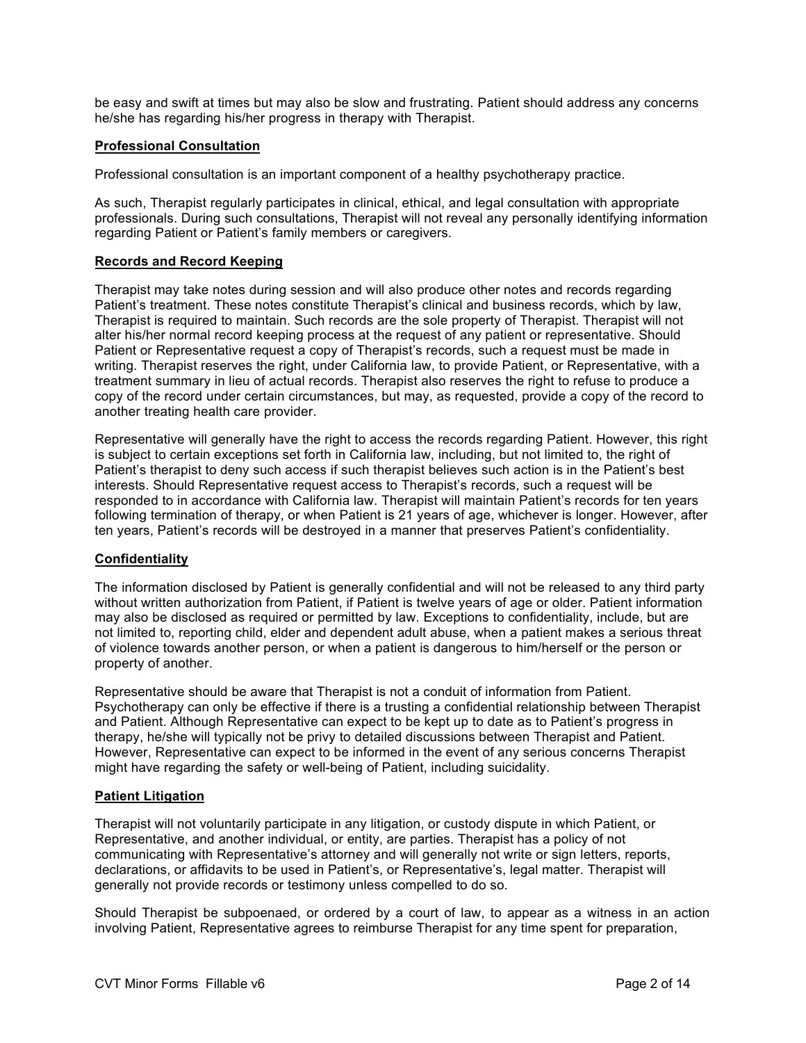be easy and swift at times but may also be slow and frustrating. Patient should address any concerns he/she has regarding his/her progress in therapy with Therapist.

**Professional Consultation**

Professional consultation is an important component of a healthy psychotherapy practice.

As such, Therapist regularly participates in clinical, ethical, and legal consultation with appropriate professionals. During such consultations, Therapist will not reveal any personally identifying information regarding Patient or Patient's family members or caregivers.

**Records and Record Keeping**

Therapist may take notes during session and will also produce other notes and records regarding Patient's treatment. These notes constitute Therapist's clinical and business records, which by law, Therapist is required to maintain. Such records are the sole property of Therapist. Therapist will not alter his/her normal record keeping process at the request of any patient or representative. Should Patient or Representative request a copy of Therapist's records, such a request must be made in writing. Therapist reserves the right, under California law, to provide Patient, or Representative, with a treatment summary in lieu of actual records. Therapist also reserves the right to refuse to produce a copy of the record under certain circumstances, but may, as requested, provide a copy of the record to another treating health care provider.

Representative will generally have the right to access the records regarding Patient. However, this right is subject to certain exceptions set forth in California law, including, but not limited to, the right of Patient's therapist to deny such access if such therapist believes such action is in the Patient's best interests. Should Representative request access to Therapist's records, such a request will be responded to in accordance with California law. Therapist will maintain Patient's records for ten years following termination of therapy, or when Patient is 21 years of age, whichever is longer. However, after ten years, Patient's records will be destroyed in a manner that preserves Patient's confidentiality.

**Confidentiality**

The information disclosed by Patient is generally confidential and will not be released to any third party without written authorization from Patient, if Patient is twelve years of age or older. Patient information may also be disclosed as required or permitted by law. Exceptions to confidentiality, include, but are not limited to, reporting child, elder and dependent adult abuse, when a patient makes a serious threat of violence towards another person, or when a patient is dangerous to him/herself or the person or property of another.

Representative should be aware that Therapist is not a conduit of information from Patient. Psychotherapy can only be effective if there is a trusting a confidential relationship between Therapist and Patient. Although Representative can expect to be kept up to date as to Patient's progress in therapy, he/she will typically not be privy to detailed discussions between Therapist and Patient. However, Representative can expect to be informed in the event of any serious concerns Therapist might have regarding the safety or well-being of Patient, including suicidality.

**Patient Litigation**

Therapist will not voluntarily participate in any litigation, or custody dispute in which Patient, or Representative, and another individual, or entity, are parties. Therapist has a policy of not communicating with Representative's attorney and will generally not write or sign letters, reports, declarations, or affidavits to be used in Patient's, or Representative's, legal matter. Therapist will generally not provide records or testimony unless compelled to do so.

Should Therapist be subpoenaed, or ordered by a court of law, to appear as a witness in an action involving Patient, Representative agrees to reimburse Therapist for any time spent for preparation,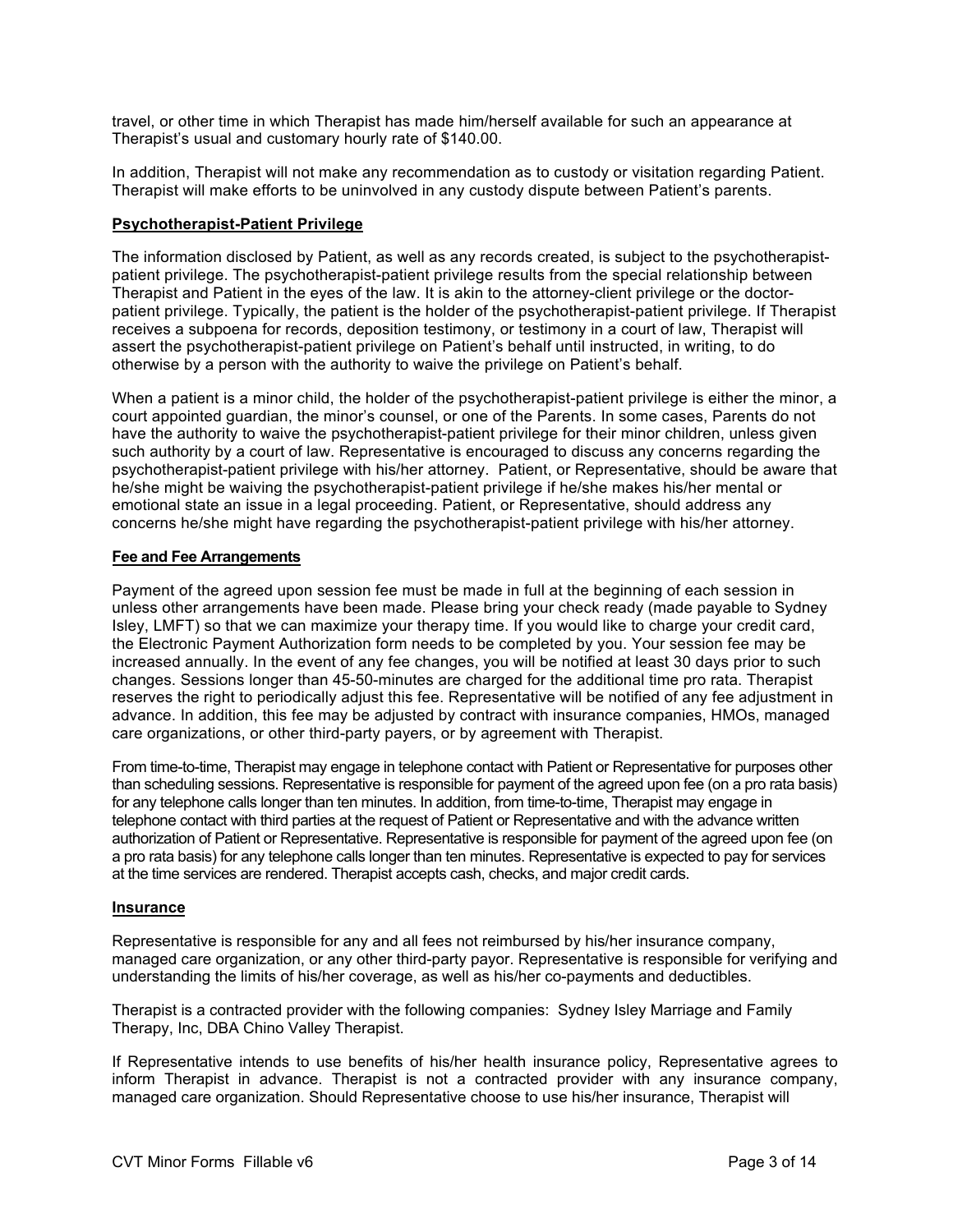travel, or other time in which Therapist has made him/herself available for such an appearance at Therapist's usual and customary hourly rate of $140.00.

In addition, Therapist will not make any recommendation as to custody or visitation regarding Patient. Therapist will make efforts to be uninvolved in any custody dispute between Patient's parents.

## Psychotherapist-Patient Privilege

The information disclosed by Patient, as well as any records created, is subject to the psychotherapist-patient privilege. The psychotherapist-patient privilege results from the special relationship between Therapist and Patient in the eyes of the law. It is akin to the attorney-client privilege or the doctor-patient privilege. Typically, the patient is the holder of the psychotherapist-patient privilege. If Therapist receives a subpoena for records, deposition testimony, or testimony in a court of law, Therapist will assert the psychotherapist-patient privilege on Patient's behalf until instructed, in writing, to do otherwise by a person with the authority to waive the privilege on Patient's behalf.

When a patient is a minor child, the holder of the psychotherapist-patient privilege is either the minor, a court appointed guardian, the minor's counsel, or one of the Parents. In some cases, Parents do not have the authority to waive the psychotherapist-patient privilege for their minor children, unless given such authority by a court of law. Representative is encouraged to discuss any concerns regarding the psychotherapist-patient privilege with his/her attorney. Patient, or Representative, should be aware that he/she might be waiving the psychotherapist-patient privilege if he/she makes his/her mental or emotional state an issue in a legal proceeding. Patient, or Representative, should address any concerns he/she might have regarding the psychotherapist-patient privilege with his/her attorney.

## Fee and Fee Arrangements

Payment of the agreed upon session fee must be made in full at the beginning of each session in unless other arrangements have been made. Please bring your check ready (made payable to Sydney Isley, LMFT) so that we can maximize your therapy time. If you would like to charge your credit card, the Electronic Payment Authorization form needs to be completed by you. Your session fee may be increased annually. In the event of any fee changes, you will be notified at least 30 days prior to such changes. Sessions longer than 45-50-minutes are charged for the additional time pro rata. Therapist reserves the right to periodically adjust this fee. Representative will be notified of any fee adjustment in advance. In addition, this fee may be adjusted by contract with insurance companies, HMOs, managed care organizations, or other third-party payers, or by agreement with Therapist.

From time-to-time, Therapist may engage in telephone contact with Patient or Representative for purposes other than scheduling sessions. Representative is responsible for payment of the agreed upon fee (on a pro rata basis) for any telephone calls longer than ten minutes. In addition, from time-to-time, Therapist may engage in telephone contact with third parties at the request of Patient or Representative and with the advance written authorization of Patient or Representative. Representative is responsible for payment of the agreed upon fee (on a pro rata basis) for any telephone calls longer than ten minutes. Representative is expected to pay for services at the time services are rendered. Therapist accepts cash, checks, and major credit cards.

## Insurance

Representative is responsible for any and all fees not reimbursed by his/her insurance company, managed care organization, or any other third-party payor. Representative is responsible for verifying and understanding the limits of his/her coverage, as well as his/her co-payments and deductibles.

Therapist is a contracted provider with the following companies: Sydney Isley Marriage and Family Therapy, Inc, DBA Chino Valley Therapist.

If Representative intends to use benefits of his/her health insurance policy, Representative agrees to inform Therapist in advance. Therapist is not a contracted provider with any insurance company, managed care organization. Should Representative choose to use his/her insurance, Therapist will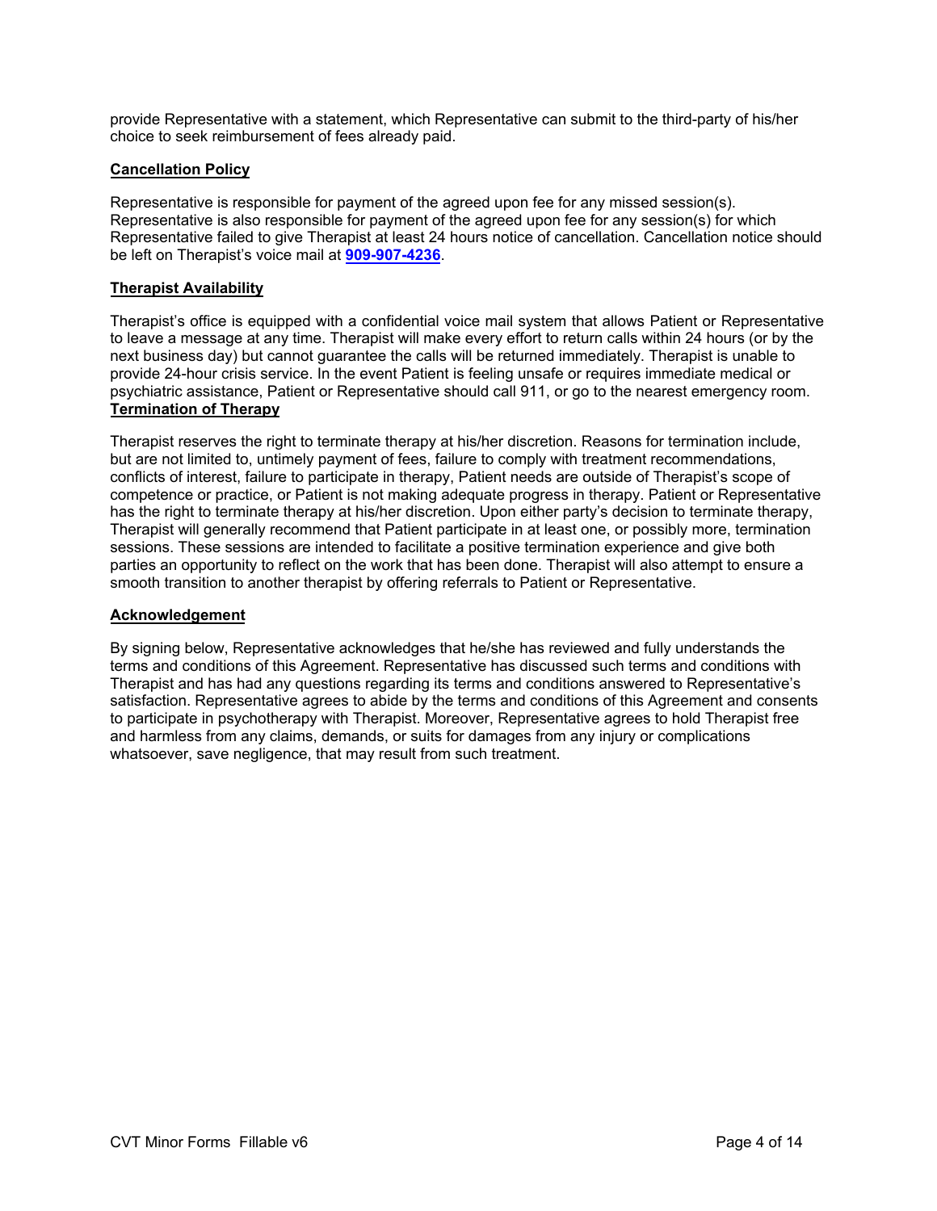provide Representative with a statement, which Representative can submit to the third-party of his/her choice to seek reimbursement of fees already paid.

**Cancellation Policy**

Representative is responsible for payment of the agreed upon fee for any missed session(s). Representative is also responsible for payment of the agreed upon fee for any session(s) for which Representative failed to give Therapist at least 24 hours notice of cancellation. Cancellation notice should be left on Therapist's voice mail at **909-907-4236**.

**Therapist Availability**

Therapist's office is equipped with a confidential voice mail system that allows Patient or Representative to leave a message at any time. Therapist will make every effort to return calls within 24 hours (or by the next business day) but cannot guarantee the calls will be returned immediately. Therapist is unable to provide 24-hour crisis service. In the event Patient is feeling unsafe or requires immediate medical or psychiatric assistance, Patient or Representative should call 911, or go to the nearest emergency room.

**Termination of Therapy**

Therapist reserves the right to terminate therapy at his/her discretion. Reasons for termination include, but are not limited to, untimely payment of fees, failure to comply with treatment recommendations, conflicts of interest, failure to participate in therapy, Patient needs are outside of Therapist's scope of competence or practice, or Patient is not making adequate progress in therapy. Patient or Representative has the right to terminate therapy at his/her discretion. Upon either party's decision to terminate therapy, Therapist will generally recommend that Patient participate in at least one, or possibly more, termination sessions. These sessions are intended to facilitate a positive termination experience and give both parties an opportunity to reflect on the work that has been done. Therapist will also attempt to ensure a smooth transition to another therapist by offering referrals to Patient or Representative.

**Acknowledgement**

By signing below, Representative acknowledges that he/she has reviewed and fully understands the terms and conditions of this Agreement. Representative has discussed such terms and conditions with Therapist and has had any questions regarding its terms and conditions answered to Representative's satisfaction. Representative agrees to abide by the terms and conditions of this Agreement and consents to participate in psychotherapy with Therapist. Moreover, Representative agrees to hold Therapist free and harmless from any claims, demands, or suits for damages from any injury or complications whatsoever, save negligence, that may result from such treatment.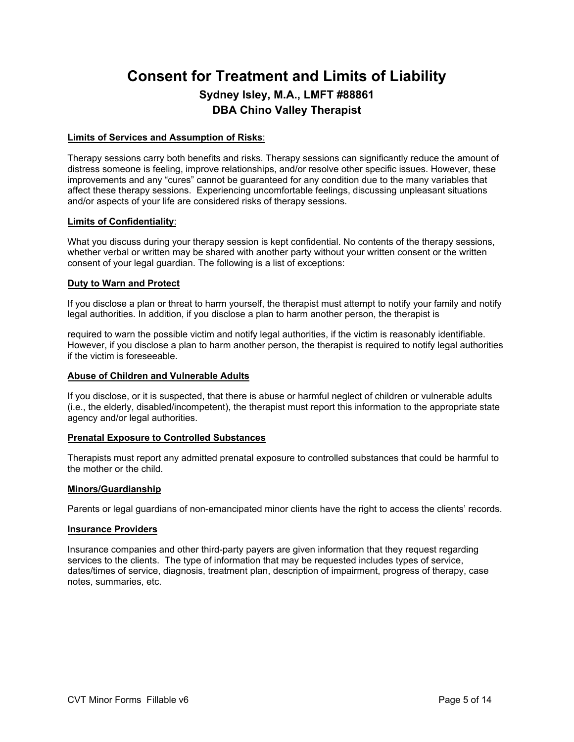# Consent for Treatment and Limits of Liability

## Sydney Isley, M.A., LMFT #88861

## DBA Chino Valley Therapist

**Limits of Services and Assumption of Risks**:

Therapy sessions carry both benefits and risks. Therapy sessions can significantly reduce the amount of distress someone is feeling, improve relationships, and/or resolve other specific issues. However, these improvements and any "cures" cannot be guaranteed for any condition due to the many variables that affect these therapy sessions. Experiencing uncomfortable feelings, discussing unpleasant situations and/or aspects of your life are considered risks of therapy sessions.

**Limits of Confidentiality**:

What you discuss during your therapy session is kept confidential. No contents of the therapy sessions, whether verbal or written may be shared with another party without your written consent or the written consent of your legal guardian. The following is a list of exceptions:

**Duty to Warn and Protect**

If you disclose a plan or threat to harm yourself, the therapist must attempt to notify your family and notify legal authorities. In addition, if you disclose a plan to harm another person, the therapist is required to warn the possible victim and notify legal authorities, if the victim is reasonably identifiable. However, if you disclose a plan to harm another person, the therapist is required to notify legal authorities if the victim is foreseeable.

**Abuse of Children and Vulnerable Adults**

If you disclose, or it is suspected, that there is abuse or harmful neglect of children or vulnerable adults (i.e., the elderly, disabled/incompetent), the therapist must report this information to the appropriate state agency and/or legal authorities.

**Prenatal Exposure to Controlled Substances**

Therapists must report any admitted prenatal exposure to controlled substances that could be harmful to the mother or the child.

**Minors/Guardianship**

Parents or legal guardians of non-emancipated minor clients have the right to access the clients' records.

**Insurance Providers**

Insurance companies and other third-party payers are given information that they request regarding services to the clients. The type of information that may be requested includes types of service, dates/times of service, diagnosis, treatment plan, description of impairment, progress of therapy, case notes, summaries, etc.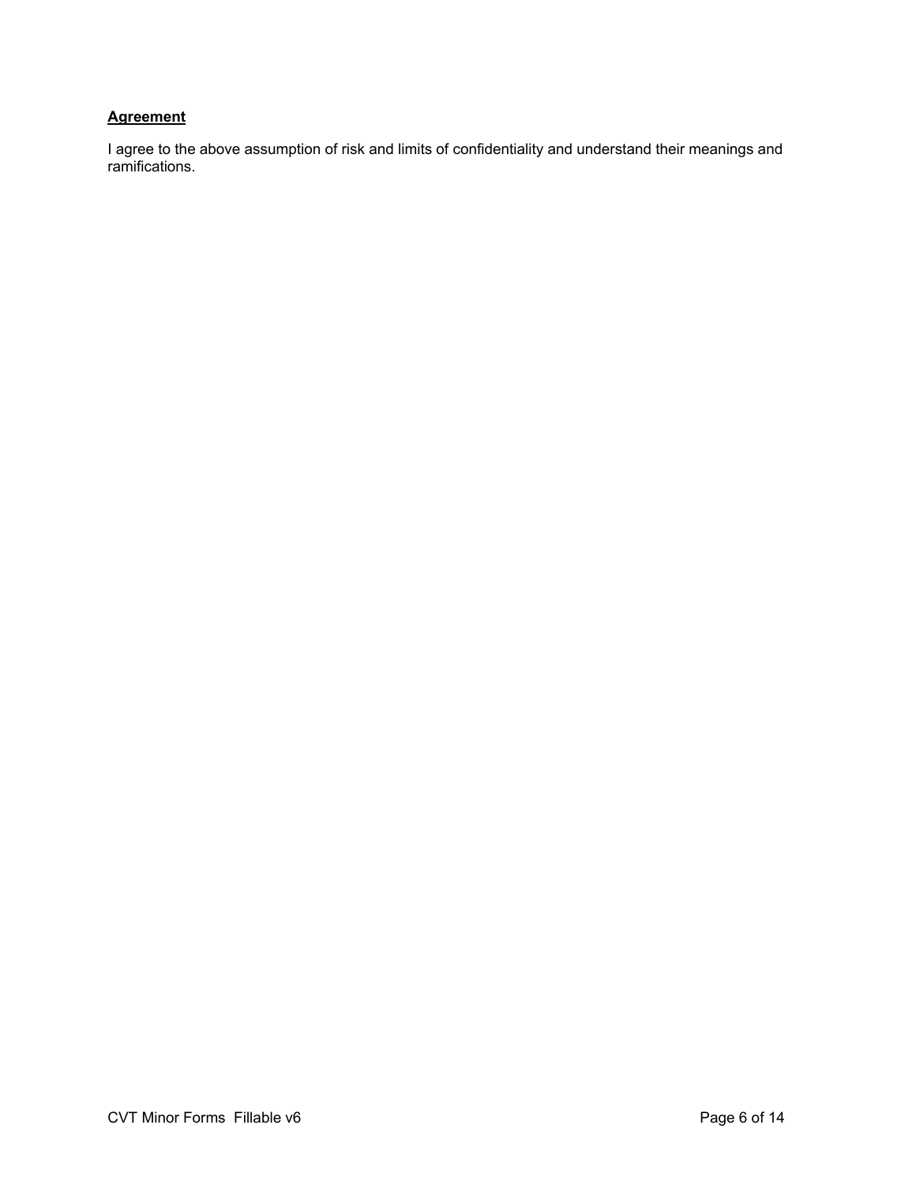**Agreement**

I agree to the above assumption of risk and limits of confidentiality and understand their meanings and ramifications.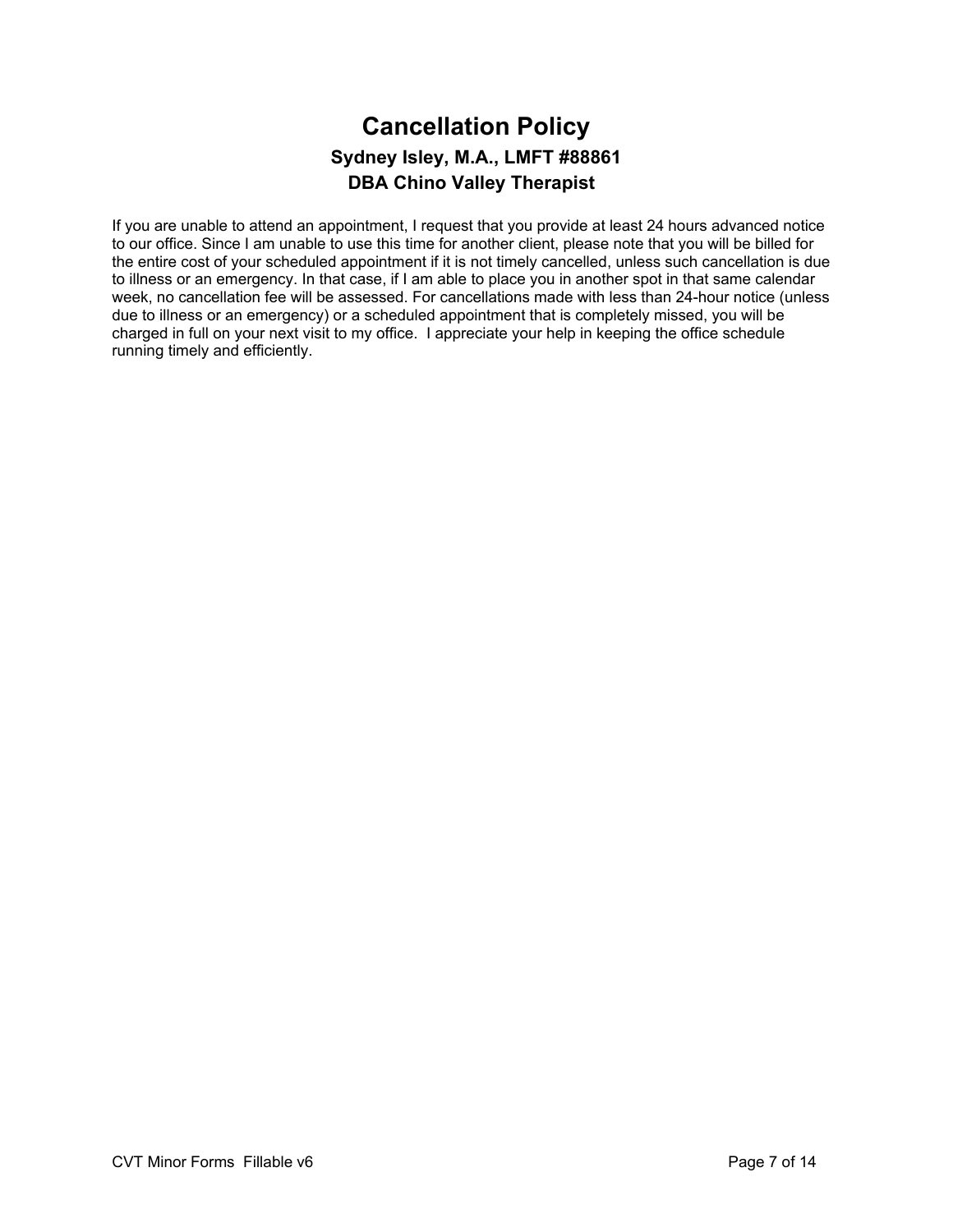# Cancellation Policy

### Sydney Isley, M.A., LMFT #88861
### DBA Chino Valley Therapist

If you are unable to attend an appointment, I request that you provide at least 24 hours advanced notice to our office. Since I am unable to use this time for another client, please note that you will be billed for the entire cost of your scheduled appointment if it is not timely cancelled, unless such cancellation is due to illness or an emergency. In that case, if I am able to place you in another spot in that same calendar week, no cancellation fee will be assessed. For cancellations made with less than 24-hour notice (unless due to illness or an emergency) or a scheduled appointment that is completely missed, you will be charged in full on your next visit to my office. I appreciate your help in keeping the office schedule running timely and efficiently.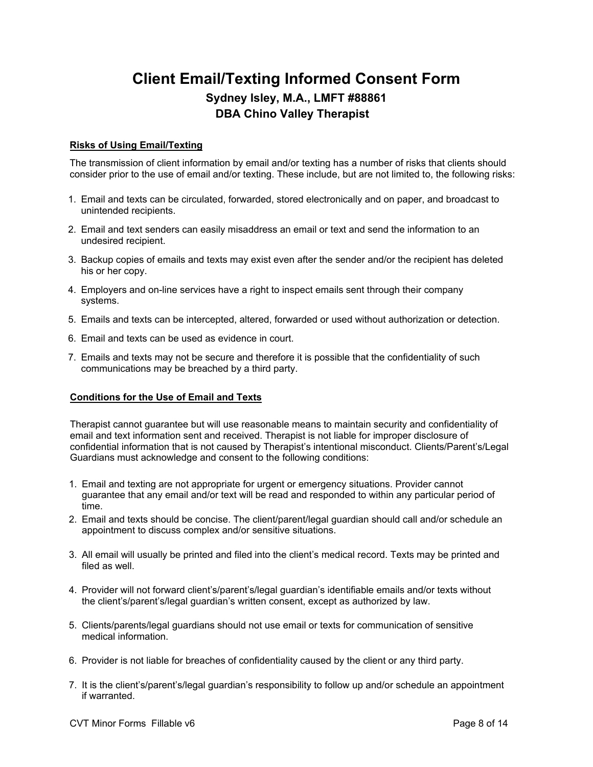# Client Email/Texting Informed Consent Form

## Sydney Isley, M.A., LMFT #88861
## DBA Chino Valley Therapist

**Risks of Using Email/Texting**

The transmission of client information by email and/or texting has a number of risks that clients should consider prior to the use of email and/or texting. These include, but are not limited to, the following risks:

1. Email and texts can be circulated, forwarded, stored electronically and on paper, and broadcast to unintended recipients.
2. Email and text senders can easily misaddress an email or text and send the information to an undesired recipient.
3. Backup copies of emails and texts may exist even after the sender and/or the recipient has deleted his or her copy.
4. Employers and on-line services have a right to inspect emails sent through their company systems.
5. Emails and texts can be intercepted, altered, forwarded or used without authorization or detection.
6. Email and texts can be used as evidence in court.
7. Emails and texts may not be secure and therefore it is possible that the confidentiality of such communications may be breached by a third party.

**Conditions for the Use of Email and Texts**

Therapist cannot guarantee but will use reasonable means to maintain security and confidentiality of email and text information sent and received. Therapist is not liable for improper disclosure of confidential information that is not caused by Therapist's intentional misconduct. Clients/Parent's/Legal Guardians must acknowledge and consent to the following conditions:

1. Email and texting are not appropriate for urgent or emergency situations. Provider cannot guarantee that any email and/or text will be read and responded to within any particular period of time.
2. Email and texts should be concise. The client/parent/legal guardian should call and/or schedule an appointment to discuss complex and/or sensitive situations.
3. All email will usually be printed and filed into the client's medical record. Texts may be printed and filed as well.
4. Provider will not forward client's/parent's/legal guardian's identifiable emails and/or texts without the client's/parent's/legal guardian's written consent, except as authorized by law.
5. Clients/parents/legal guardians should not use email or texts for communication of sensitive medical information.
6. Provider is not liable for breaches of confidentiality caused by the client or any third party.
7. It is the client's/parent's/legal guardian's responsibility to follow up and/or schedule an appointment if warranted.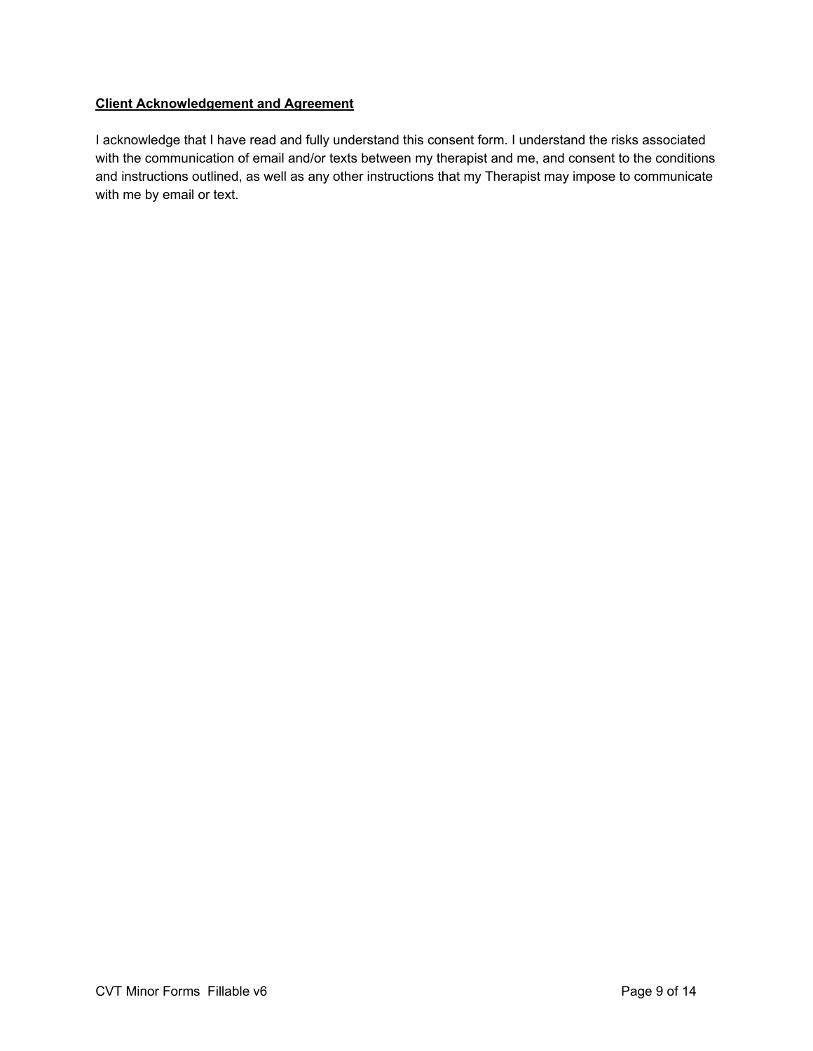**Client Acknowledgement and Agreement**

I acknowledge that I have read and fully understand this consent form. I understand the risks associated with the communication of email and/or texts between my therapist and me, and consent to the conditions and instructions outlined, as well as any other instructions that my Therapist may impose to communicate with me by email or text.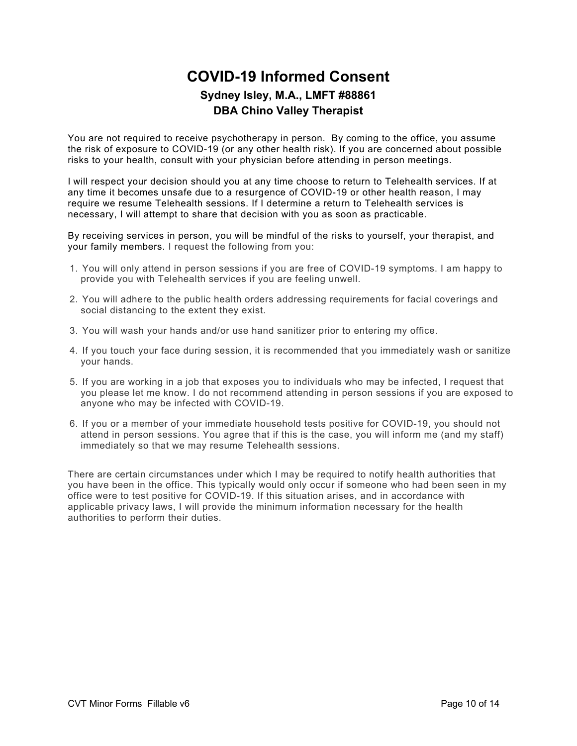# COVID-19 Informed Consent

### Sydney Isley, M.A., LMFT #88861
### DBA Chino Valley Therapist

You are not required to receive psychotherapy in person. By coming to the office, you assume the risk of exposure to COVID-19 (or any other health risk). If you are concerned about possible risks to your health, consult with your physician before attending in person meetings.

I will respect your decision should you at any time choose to return to Telehealth services. If at any time it becomes unsafe due to a resurgence of COVID-19 or other health reason, I may require we resume Telehealth sessions. If I determine a return to Telehealth services is necessary, I will attempt to share that decision with you as soon as practicable.

By receiving services in person, you will be mindful of the risks to yourself, your therapist, and your family members. I request the following from you:

1. You will only attend in person sessions if you are free of COVID-19 symptoms. I am happy to provide you with Telehealth services if you are feeling unwell.
2. You will adhere to the public health orders addressing requirements for facial coverings and social distancing to the extent they exist.
3. You will wash your hands and/or use hand sanitizer prior to entering my office.
4. If you touch your face during session, it is recommended that you immediately wash or sanitize your hands.
5. If you are working in a job that exposes you to individuals who may be infected, I request that you please let me know. I do not recommend attending in person sessions if you are exposed to anyone who may be infected with COVID-19.
6. If you or a member of your immediate household tests positive for COVID-19, you should not attend in person sessions. You agree that if this is the case, you will inform me (and my staff) immediately so that we may resume Telehealth sessions.

There are certain circumstances under which I may be required to notify health authorities that you have been in the office. This typically would only occur if someone who had been seen in my office were to test positive for COVID-19. If this situation arises, and in accordance with applicable privacy laws, I will provide the minimum information necessary for the health authorities to perform their duties.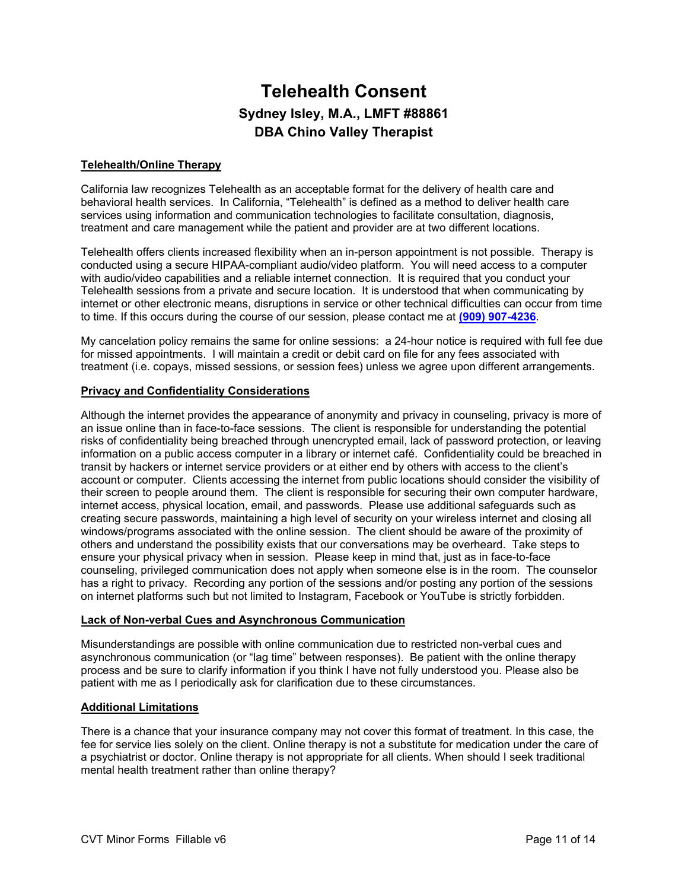# Telehealth Consent

## Sydney Isley, M.A., LMFT #88861
## DBA Chino Valley Therapist

**Telehealth/Online Therapy**

California law recognizes Telehealth as an acceptable format for the delivery of health care and behavioral health services. In California, "Telehealth" is defined as a method to deliver health care services using information and communication technologies to facilitate consultation, diagnosis, treatment and care management while the patient and provider are at two different locations.

Telehealth offers clients increased flexibility when an in-person appointment is not possible. Therapy is conducted using a secure HIPAA-compliant audio/video platform. You will need access to a computer with audio/video capabilities and a reliable internet connection. It is required that you conduct your Telehealth sessions from a private and secure location. It is understood that when communicating by internet or other electronic means, disruptions in service or other technical difficulties can occur from time to time. If this occurs during the course of our session, please contact me at **(909) 907-4236**.

My cancelation policy remains the same for online sessions: a 24-hour notice is required with full fee due for missed appointments. I will maintain a credit or debit card on file for any fees associated with treatment (i.e. copays, missed sessions, or session fees) unless we agree upon different arrangements.

**Privacy and Confidentiality Considerations**

Although the internet provides the appearance of anonymity and privacy in counseling, privacy is more of an issue online than in face-to-face sessions. The client is responsible for understanding the potential risks of confidentiality being breached through unencrypted email, lack of password protection, or leaving information on a public access computer in a library or internet café. Confidentiality could be breached in transit by hackers or internet service providers or at either end by others with access to the client's account or computer. Clients accessing the internet from public locations should consider the visibility of their screen to people around them. The client is responsible for securing their own computer hardware, internet access, physical location, email, and passwords. Please use additional safeguards such as creating secure passwords, maintaining a high level of security on your wireless internet and closing all windows/programs associated with the online session. The client should be aware of the proximity of others and understand the possibility exists that our conversations may be overheard. Take steps to ensure your physical privacy when in session. Please keep in mind that, just as in face-to-face counseling, privileged communication does not apply when someone else is in the room. The counselor has a right to privacy. Recording any portion of the sessions and/or posting any portion of the sessions on internet platforms such but not limited to Instagram, Facebook or YouTube is strictly forbidden.

**Lack of Non-verbal Cues and Asynchronous Communication**

Misunderstandings are possible with online communication due to restricted non-verbal cues and asynchronous communication (or "lag time" between responses). Be patient with the online therapy process and be sure to clarify information if you think I have not fully understood you. Please also be patient with me as I periodically ask for clarification due to these circumstances.

**Additional Limitations**

There is a chance that your insurance company may not cover this format of treatment. In this case, the fee for service lies solely on the client. Online therapy is not a substitute for medication under the care of a psychiatrist or doctor. Online therapy is not appropriate for all clients. When should I seek traditional mental health treatment rather than online therapy?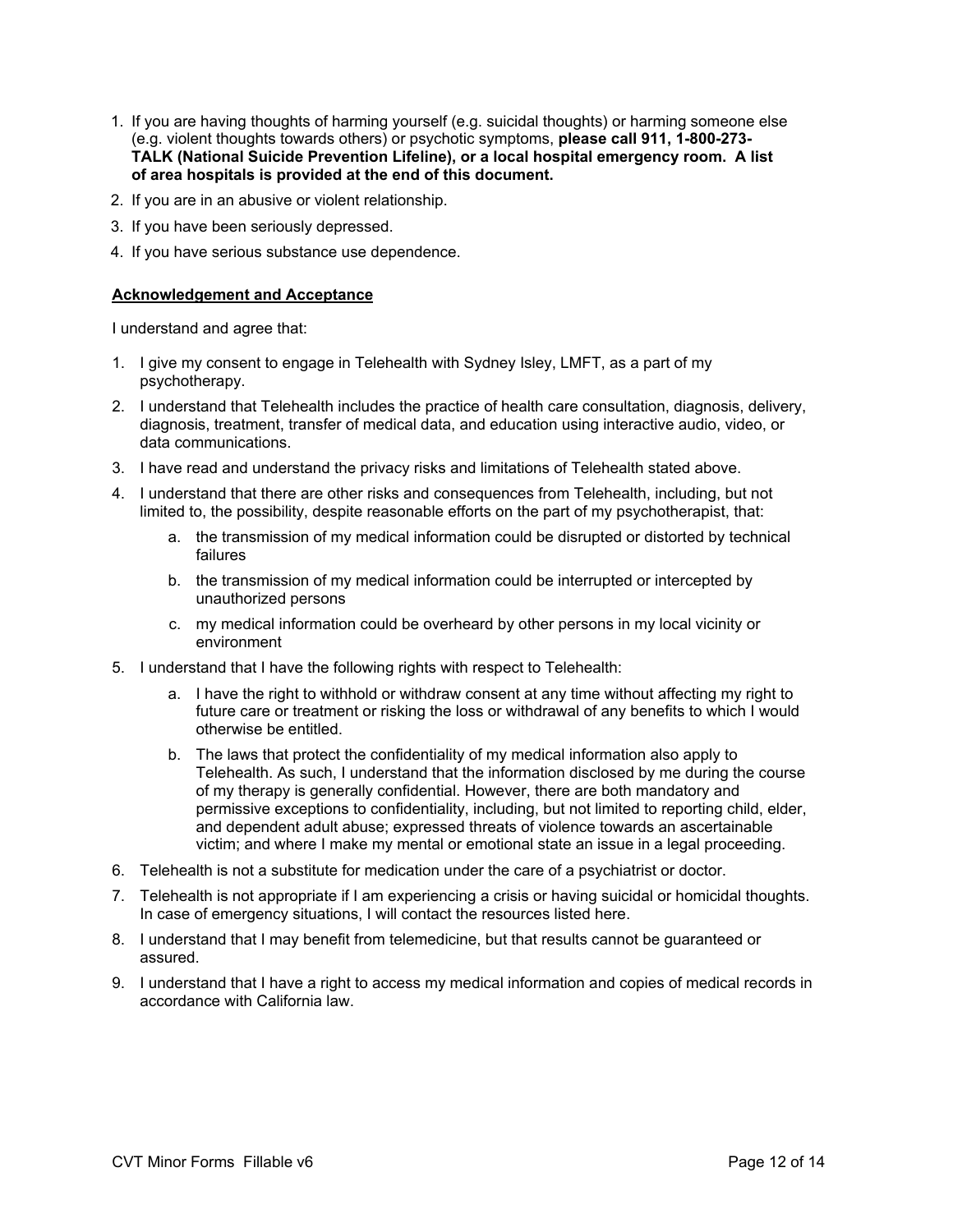1. If you are having thoughts of harming yourself (e.g. suicidal thoughts) or harming someone else (e.g. violent thoughts towards others) or psychotic symptoms, **please call 911, 1-800-273-TALK (National Suicide Prevention Lifeline), or a local hospital emergency room. A list of area hospitals is provided at the end of this document.**
2. If you are in an abusive or violent relationship.
3. If you have been seriously depressed.
4. If you have serious substance use dependence.

**<u>Acknowledgement and Acceptance</u>**

I understand and agree that:

1. I give my consent to engage in Telehealth with Sydney Isley, LMFT, as a part of my psychotherapy.
2. I understand that Telehealth includes the practice of health care consultation, diagnosis, delivery, diagnosis, treatment, transfer of medical data, and education using interactive audio, video, or data communications.
3. I have read and understand the privacy risks and limitations of Telehealth stated above.
4. I understand that there are other risks and consequences from Telehealth, including, but not limited to, the possibility, despite reasonable efforts on the part of my psychotherapist, that:
    a. the transmission of my medical information could be disrupted or distorted by technical failures
    b. the transmission of my medical information could be interrupted or intercepted by unauthorized persons
    c. my medical information could be overheard by other persons in my local vicinity or environment
5. I understand that I have the following rights with respect to Telehealth:
    a. I have the right to withhold or withdraw consent at any time without affecting my right to future care or treatment or risking the loss or withdrawal of any benefits to which I would otherwise be entitled.
    b. The laws that protect the confidentiality of my medical information also apply to Telehealth. As such, I understand that the information disclosed by me during the course of my therapy is generally confidential. However, there are both mandatory and permissive exceptions to confidentiality, including, but not limited to reporting child, elder, and dependent adult abuse; expressed threats of violence towards an ascertainable victim; and where I make my mental or emotional state an issue in a legal proceeding.
6. Telehealth is not a substitute for medication under the care of a psychiatrist or doctor.
7. Telehealth is not appropriate if I am experiencing a crisis or having suicidal or homicidal thoughts. In case of emergency situations, I will contact the resources listed here.
8. I understand that I may benefit from telemedicine, but that results cannot be guaranteed or assured.
9. I understand that I have a right to access my medical information and copies of medical records in accordance with California law.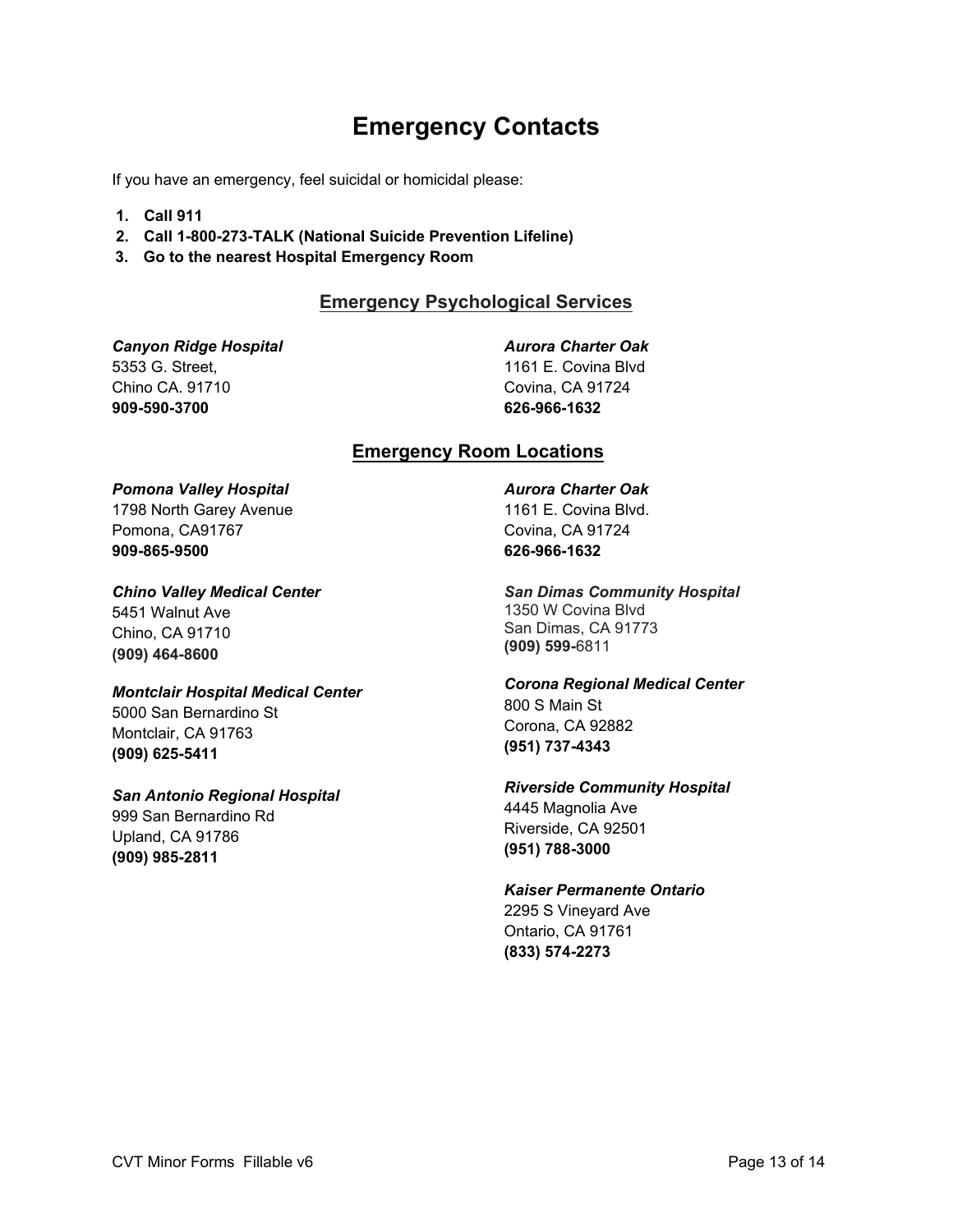# Emergency Contacts

If you have an emergency, feel suicidal or homicidal please:

1. **Call 911**
2. **Call 1-800-273-TALK (National Suicide Prevention Lifeline)**
3. **Go to the nearest Hospital Emergency Room**

## Emergency Psychological Services

***Canyon Ridge Hospital***
5353 G. Street,
Chino CA. 91710
**909-590-3700**

***Aurora Charter Oak***
1161 E. Covina Blvd
Covina, CA 91724
**626-966-1632**

## Emergency Room Locations

***Pomona Valley Hospital***
1798 North Garey Avenue
Pomona, CA91767
**909-865-9500**

***Chino Valley Medical Center***
5451 Walnut Ave
Chino, CA 91710
**(909) 464-8600**

***Montclair Hospital Medical Center***
5000 San Bernardino St
Montclair, CA 91763
**(909) 625-5411**

***San Antonio Regional Hospital***
999 San Bernardino Rd
Upland, CA 91786
**(909) 985-2811**

***Aurora Charter Oak***
1161 E. Covina Blvd.
Covina, CA 91724
**626-966-1632**

***San Dimas Community Hospital***
1350 W Covina Blvd
San Dimas, CA 91773
**(909) 599-**6811

***Corona Regional Medical Center***
800 S Main St
Corona, CA 92882
**(951) 737-4343**

***Riverside Community Hospital***
4445 Magnolia Ave
Riverside, CA 92501
**(951) 788-3000**

***Kaiser Permanente Ontario***
2295 S Vineyard Ave
Ontario, CA 91761
**(833) 574-2273**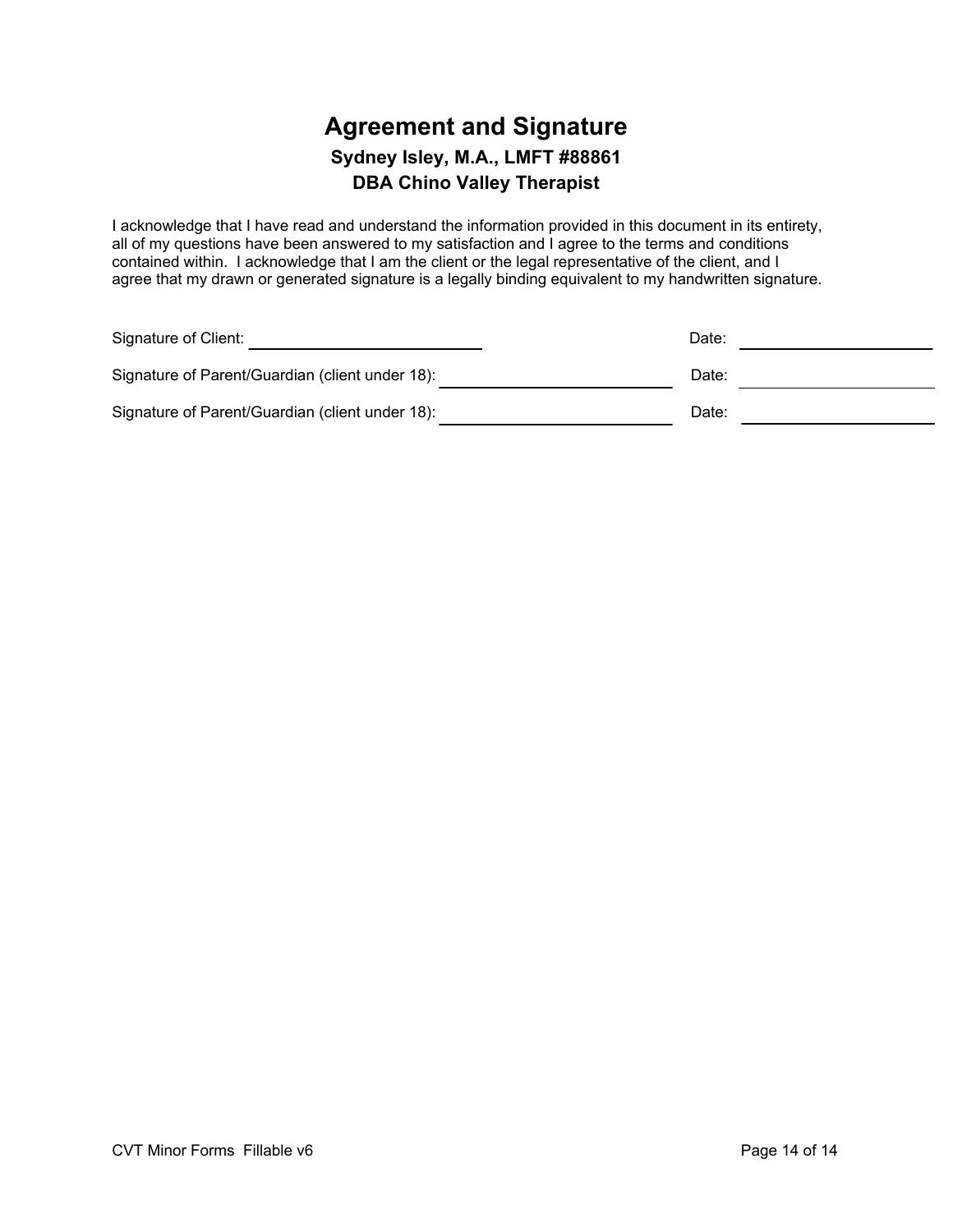# Agreement and Signature

### Sydney Isley, M.A., LMFT #88861
### DBA Chino Valley Therapist

I acknowledge that I have read and understand the information provided in this document in its entirety, all of my questions have been answered to my satisfaction and I agree to the terms and conditions contained within. I acknowledge that I am the client or the legal representative of the client, and I agree that my drawn or generated signature is a legally binding equivalent to my handwritten signature.

Signature of Client: ______________________________ Date: ________________________

Signature of Parent/Guardian (client under 18): ______________________________ Date: ________________________

Signature of Parent/Guardian (client under 18): ______________________________ Date: ________________________